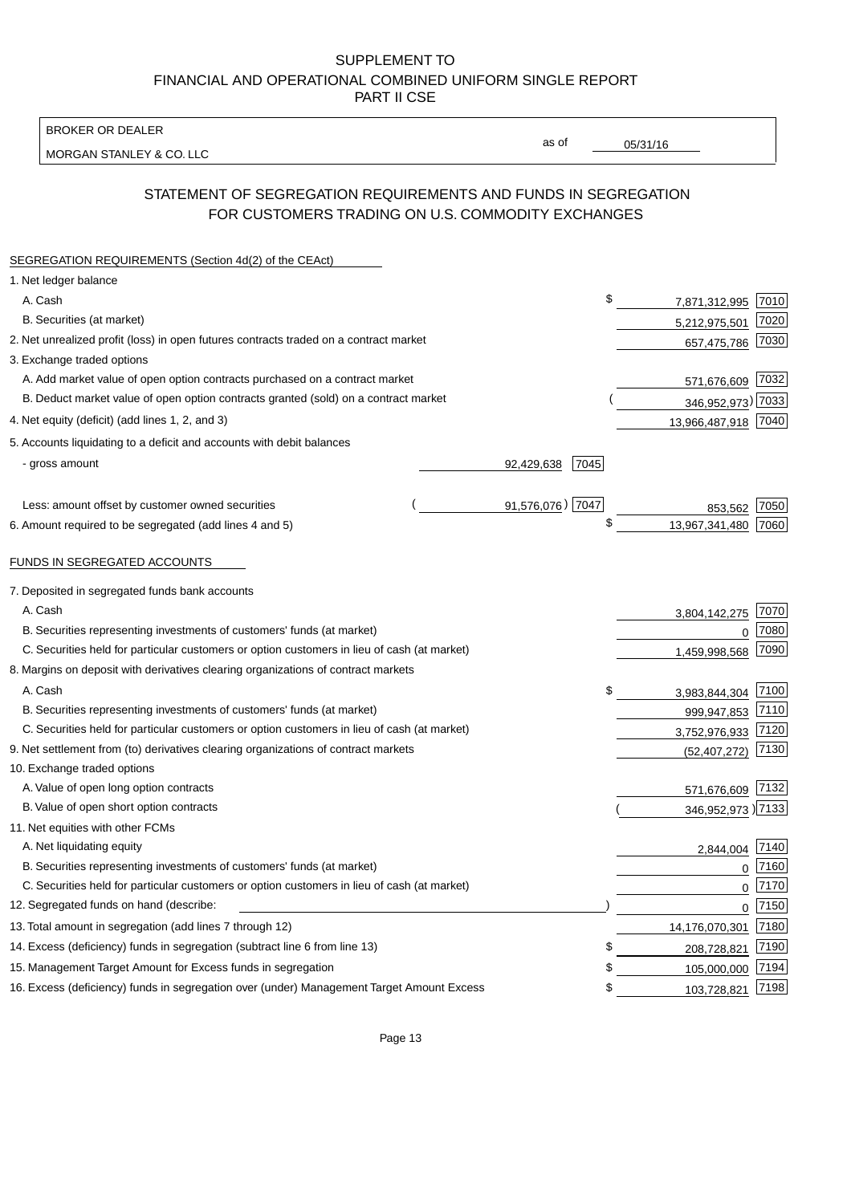SUPPLEMENT TO
FINANCIAL AND OPERATIONAL COMBINED UNIFORM SINGLE REPORT
PART II CSE

| BROKER OR DEALER | | |
|---|---|---|
| MORGAN STANLEY & CO. LLC | as of | 05/31/16 |

## STATEMENT OF SEGREGATION REQUIREMENTS AND FUNDS IN SEGREGATION FOR CUSTOMERS TRADING ON U.S. COMMODITY EXCHANGES

| | | | | |
|---|---|---|---|---|
| **SEGREGATION REQUIREMENTS (Section 4d(2) of the CEAct)** | | | | |
| 1. Net ledger balance | | | | |
| A. Cash | | | $ 7,871,312,995 | 7010 |
| B. Securities (at market) | | | 5,212,975,501 | 7020 |
| 2. Net unrealized profit (loss) in open futures contracts traded on a contract market | | | 657,475,786 | 7030 |
| 3. Exchange traded options | | | | |
| A. Add market value of open option contracts purchased on a contract market | | | 571,676,609 | 7032 |
| B. Deduct market value of open option contracts granted (sold) on a contract market | | | (346,952,973) | 7033 |
| 4. Net equity (deficit) (add lines 1, 2, and 3) | | | 13,966,487,918 | 7040 |
| 5. Accounts liquidating to a deficit and accounts with debit balances | | | | |
| - gross amount | 92,429,638 | 7045 | | |
| Less: amount offset by customer owned securities | (91,576,076) | 7047 | 853,562 | 7050 |
| 6. Amount required to be segregated (add lines 4 and 5) | | | $ 13,967,341,480 | 7060 |
| **FUNDS IN SEGREGATED ACCOUNTS** | | | | |
| 7. Deposited in segregated funds bank accounts | | | | |
| A. Cash | | | 3,804,142,275 | 7070 |
| B. Securities representing investments of customers' funds (at market) | | | 0 | 7080 |
| C. Securities held for particular customers or option customers in lieu of cash (at market) | | | 1,459,998,568 | 7090 |
| 8. Margins on deposit with derivatives clearing organizations of contract markets | | | | |
| A. Cash | | | $ 3,983,844,304 | 7100 |
| B. Securities representing investments of customers' funds (at market) | | | 999,947,853 | 7110 |
| C. Securities held for particular customers or option customers in lieu of cash (at market) | | | 3,752,976,933 | 7120 |
| 9. Net settlement from (to) derivatives clearing organizations of contract markets | | | (52,407,272) | 7130 |
| 10. Exchange traded options | | | | |
| A. Value of open long option contracts | | | 571,676,609 | 7132 |
| B. Value of open short option contracts | | | (346,952,973) | 7133 |
| 11. Net equities with other FCMs | | | | |
| A. Net liquidating equity | | | 2,844,004 | 7140 |
| B. Securities representing investments of customers' funds (at market) | | | 0 | 7160 |
| C. Securities held for particular customers or option customers in lieu of cash (at market) | | | 0 | 7170 |
| 12. Segregated funds on hand (describe: ) | | | 0 | 7150 |
| 13. Total amount in segregation (add lines 7 through 12) | | | 14,176,070,301 | 7180 |
| 14. Excess (deficiency) funds in segregation (subtract line 6 from line 13) | | | $ 208,728,821 | 7190 |
| 15. Management Target Amount for Excess funds in segregation | | | $ 105,000,000 | 7194 |
| 16. Excess (deficiency) funds in segregation over (under) Management Target Amount Excess | | | $ 103,728,821 | 7198 |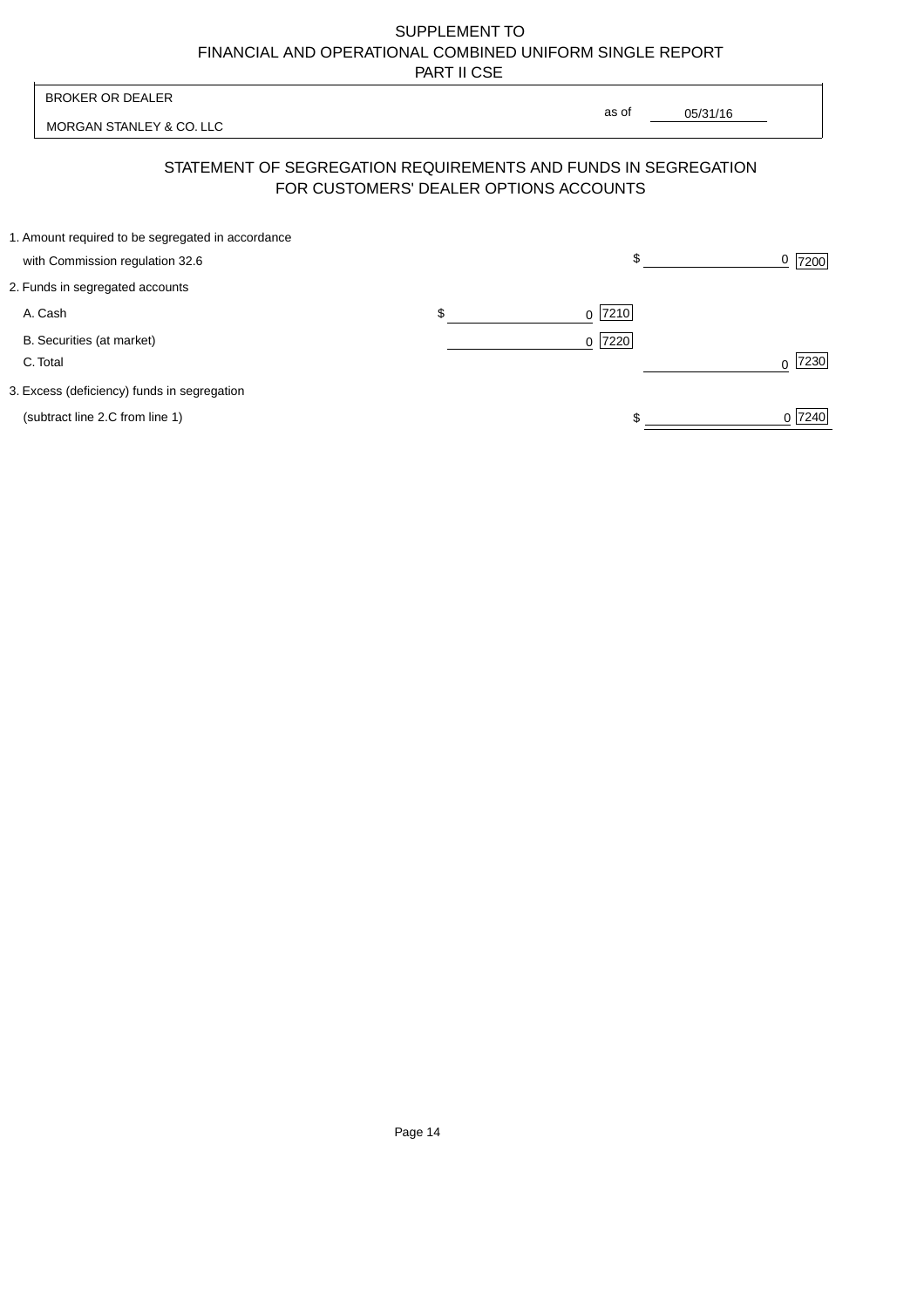SUPPLEMENT TO
FINANCIAL AND OPERATIONAL COMBINED UNIFORM SINGLE REPORT
PART II CSE

| BROKER OR DEALER | |
|---|---|
| MORGAN STANLEY & CO. LLC | as of 05/31/16 |

## STATEMENT OF SEGREGATION REQUIREMENTS AND FUNDS IN SEGREGATION FOR CUSTOMERS' DEALER OPTIONS ACCOUNTS

| | | |
|---|---|---|
| 1. Amount required to be segregated in accordance with Commission regulation 32.6 | | $ 0 [7200] |
| 2. Funds in segregated accounts | | |
| A. Cash | $ 0 [7210] | |
| B. Securities (at market) | 0 [7220] | |
| C. Total | | 0 [7230] |
| 3. Excess (deficiency) funds in segregation (subtract line 2.C from line 1) | | $ 0 [7240] |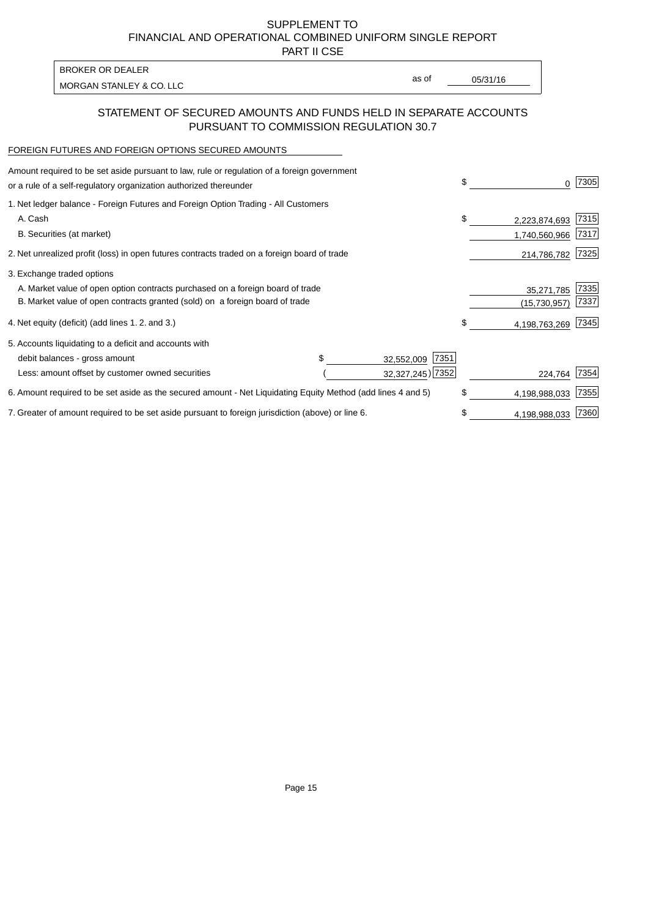SUPPLEMENT TO
FINANCIAL AND OPERATIONAL COMBINED UNIFORM SINGLE REPORT
PART II CSE

| BROKER OR DEALER | | |
|---|---|---|
| MORGAN STANLEY & CO. LLC | as of | 05/31/16 |

## STATEMENT OF SECURED AMOUNTS AND FUNDS HELD IN SEPARATE ACCOUNTS PURSUANT TO COMMISSION REGULATION 30.7

FOREIGN FUTURES AND FOREIGN OPTIONS SECURED AMOUNTS

| Description | | | Amount | Code |
|---|---|---|---|---|
| Amount required to be set aside pursuant to law, rule or regulation of a foreign government or a rule of a self-regulatory organization authorized thereunder | | | $ 0 | 7305 |
| 1. Net ledger balance - Foreign Futures and Foreign Option Trading - All Customers | | | | |
| A. Cash | | | $ 2,223,874,693 | 7315 |
| B. Securities (at market) | | | 1,740,560,966 | 7317 |
| 2. Net unrealized profit (loss) in open futures contracts traded on a foreign board of trade | | | 214,786,782 | 7325 |
| 3. Exchange traded options | | | | |
| A. Market value of open option contracts purchased on a foreign board of trade | | | 35,271,785 | 7335 |
| B. Market value of open contracts granted (sold) on a foreign board of trade | | | (15,730,957) | 7337 |
| 4. Net equity (deficit) (add lines 1. 2. and 3.) | | | $ 4,198,763,269 | 7345 |
| 5. Accounts liquidating to a deficit and accounts with | | | | |
| debit balances - gross amount | $ 32,552,009 | 7351 | | |
| Less: amount offset by customer owned securities | ( 32,327,245) | 7352 | 224,764 | 7354 |
| 6. Amount required to be set aside as the secured amount - Net Liquidating Equity Method (add lines 4 and 5) | | | $ 4,198,988,033 | 7355 |
| 7. Greater of amount required to be set aside pursuant to foreign jurisdiction (above) or line 6. | | | $ 4,198,988,033 | 7360 |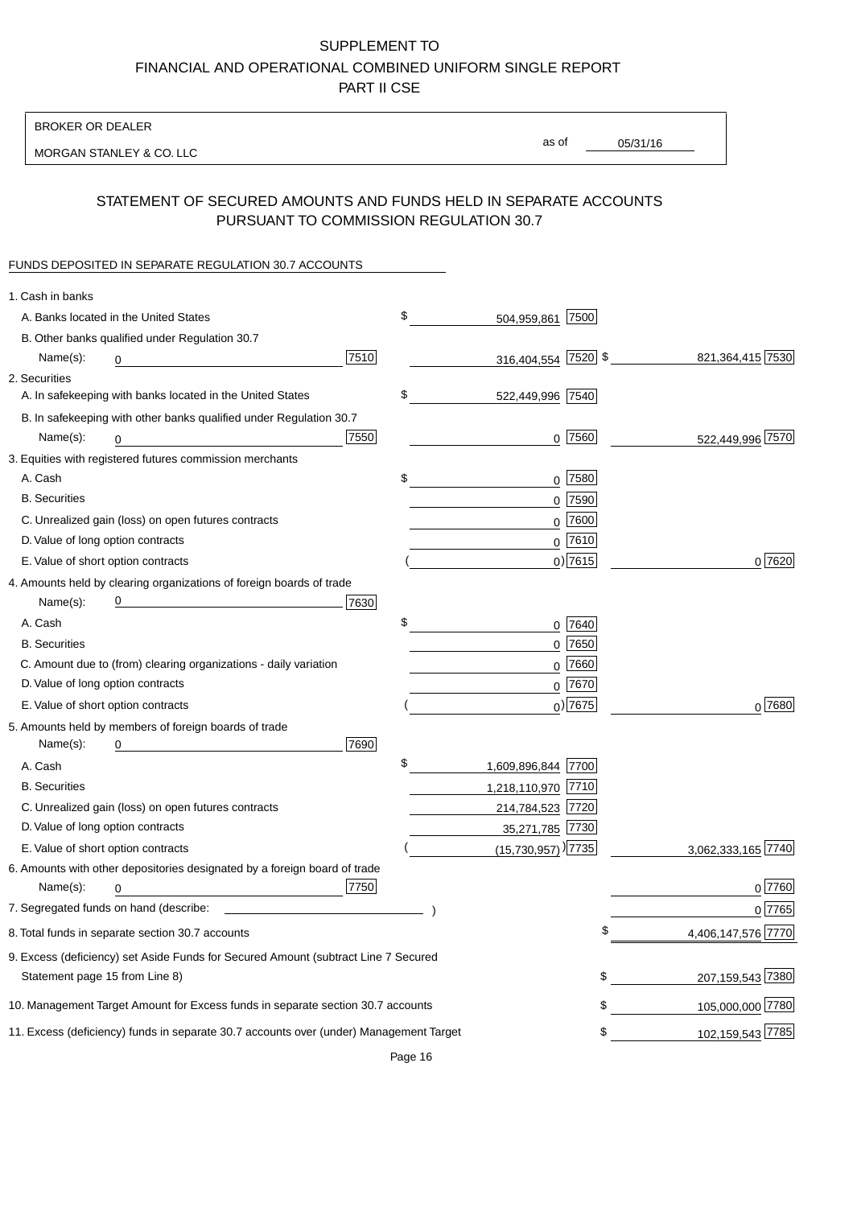SUPPLEMENT TO
FINANCIAL AND OPERATIONAL COMBINED UNIFORM SINGLE REPORT
PART II CSE

BROKER OR DEALER

MORGAN STANLEY & CO. LLC

as of 05/31/16

## STATEMENT OF SECURED AMOUNTS AND FUNDS HELD IN SEPARATE ACCOUNTS PURSUANT TO COMMISSION REGULATION 30.7

FUNDS DEPOSITED IN SEPARATE REGULATION 30.7 ACCOUNTS

| | | | |
|---|---|---|---|
| 1. Cash in banks | | | |
| A. Banks located in the United States | | $ 504,959,861 [7500] | |
| B. Other banks qualified under Regulation 30.7 | | | |
| Name(s): 0 | [7510] | 316,404,554 [7520] | $ 821,364,415 [7530] |
| 2. Securities | | | |
| A. In safekeeping with banks located in the United States | | $ 522,449,996 [7540] | |
| B. In safekeeping with other banks qualified under Regulation 30.7 | | | |
| Name(s): 0 | [7550] | 0 [7560] | 522,449,996 [7570] |
| 3. Equities with registered futures commission merchants | | | |
| A. Cash | | $ 0 [7580] | |
| B. Securities | | 0 [7590] | |
| C. Unrealized gain (loss) on open futures contracts | | 0 [7600] | |
| D. Value of long option contracts | | 0 [7610] | |
| E. Value of short option contracts | | ( 0) [7615] | 0 [7620] |
| 4. Amounts held by clearing organizations of foreign boards of trade | | | |
| Name(s): 0 | [7630] | | |
| A. Cash | | $ 0 [7640] | |
| B. Securities | | 0 [7650] | |
| C. Amount due to (from) clearing organizations - daily variation | | 0 [7660] | |
| D. Value of long option contracts | | 0 [7670] | |
| E. Value of short option contracts | | ( 0) [7675] | 0 [7680] |
| 5. Amounts held by members of foreign boards of trade | | | |
| Name(s): 0 | [7690] | | |
| A. Cash | | $ 1,609,896,844 [7700] | |
| B. Securities | | 1,218,110,970 [7710] | |
| C. Unrealized gain (loss) on open futures contracts | | 214,784,523 [7720] | |
| D. Value of long option contracts | | 35,271,785 [7730] | |
| E. Value of short option contracts | | ( (15,730,957) ) [7735] | 3,062,333,165 [7740] |
| 6. Amounts with other depositories designated by a foreign board of trade | | | |
| Name(s): 0 | [7750] | | 0 [7760] |
| 7. Segregated funds on hand (describe: ) | | | 0 [7765] |
| 8. Total funds in separate section 30.7 accounts | | | $ 4,406,147,576 [7770] |
| 9. Excess (deficiency) set Aside Funds for Secured Amount (subtract Line 7 Secured Statement page 15 from Line 8) | | | $ 207,159,543 [7380] |
| 10. Management Target Amount for Excess funds in separate section 30.7 accounts | | | $ 105,000,000 [7780] |
| 11. Excess (deficiency) funds in separate 30.7 accounts over (under) Management Target | | | $ 102,159,543 [7785] |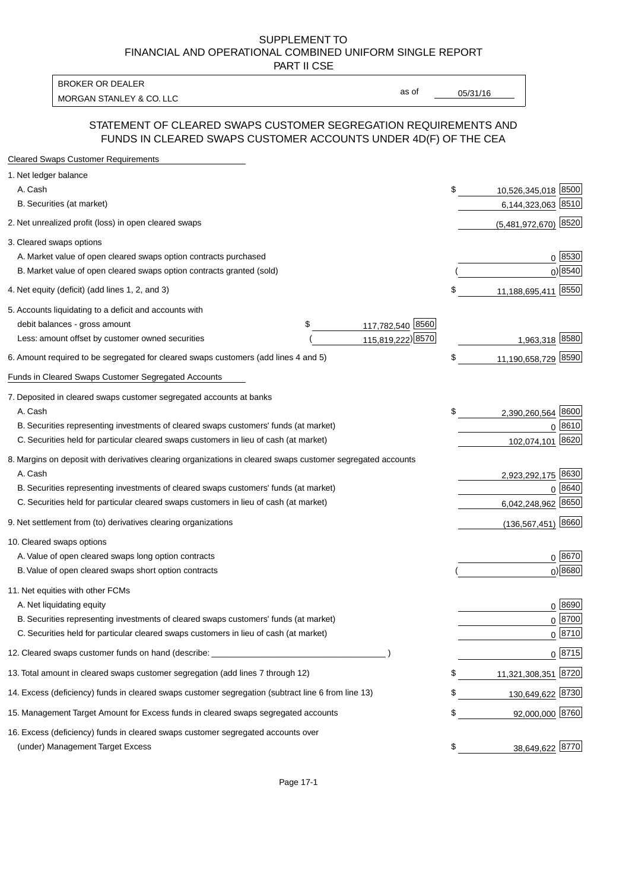SUPPLEMENT TO
FINANCIAL AND OPERATIONAL COMBINED UNIFORM SINGLE REPORT
PART II CSE

BROKER OR DEALER
MORGAN STANLEY & CO. LLC

as of 05/31/16

## STATEMENT OF CLEARED SWAPS CUSTOMER SEGREGATION REQUIREMENTS AND FUNDS IN CLEARED SWAPS CUSTOMER ACCOUNTS UNDER 4D(F) OF THE CEA

| | | | | |
|---|---|---|---|---|
| **Cleared Swaps Customer Requirements** | | | | |
| 1. Net ledger balance | | | | |
| A. Cash | | | $ 10,526,345,018 | 8500 |
| B. Securities (at market) | | | 6,144,323,063 | 8510 |
| 2. Net unrealized profit (loss) in open cleared swaps | | | (5,481,972,670) | 8520 |
| 3. Cleared swaps options | | | | |
| A. Market value of open cleared swaps option contracts purchased | | | 0 | 8530 |
| B. Market value of open cleared swaps option contracts granted (sold) | | | ( 0) | 8540 |
| 4. Net equity (deficit) (add lines 1, 2, and 3) | | | $ 11,188,695,411 | 8550 |
| 5. Accounts liquidating to a deficit and accounts with | | | | |
| debit balances - gross amount | $ 117,782,540 | 8560 | | |
| Less: amount offset by customer owned securities | ( 115,819,222) | 8570 | 1,963,318 | 8580 |
| 6. Amount required to be segregated for cleared swaps customers (add lines 4 and 5) | | | $ 11,190,658,729 | 8590 |
| **Funds in Cleared Swaps Customer Segregated Accounts** | | | | |
| 7. Deposited in cleared swaps customer segregated accounts at banks | | | | |
| A. Cash | | | $ 2,390,260,564 | 8600 |
| B. Securities representing investments of cleared swaps customers' funds (at market) | | | 0 | 8610 |
| C. Securities held for particular cleared swaps customers in lieu of cash (at market) | | | 102,074,101 | 8620 |
| 8. Margins on deposit with derivatives clearing organizations in cleared swaps customer segregated accounts | | | | |
| A. Cash | | | 2,923,292,175 | 8630 |
| B. Securities representing investments of cleared swaps customers' funds (at market) | | | 0 | 8640 |
| C. Securities held for particular cleared swaps customers in lieu of cash (at market) | | | 6,042,248,962 | 8650 |
| 9. Net settlement from (to) derivatives clearing organizations | | | (136,567,451) | 8660 |
| 10. Cleared swaps options | | | | |
| A. Value of open cleared swaps long option contracts | | | 0 | 8670 |
| B. Value of open cleared swaps short option contracts | | | ( 0) | 8680 |
| 11. Net equities with other FCMs | | | | |
| A. Net liquidating equity | | | 0 | 8690 |
| B. Securities representing investments of cleared swaps customers' funds (at market) | | | 0 | 8700 |
| C. Securities held for particular cleared swaps customers in lieu of cash (at market) | | | 0 | 8710 |
| 12. Cleared swaps customer funds on hand (describe: ______ ) | | | 0 | 8715 |
| 13. Total amount in cleared swaps customer segregation (add lines 7 through 12) | | | $ 11,321,308,351 | 8720 |
| 14. Excess (deficiency) funds in cleared swaps customer segregation (subtract line 6 from line 13) | | | $ 130,649,622 | 8730 |
| 15. Management Target Amount for Excess funds in cleared swaps segregated accounts | | | $ 92,000,000 | 8760 |
| 16. Excess (deficiency) funds in cleared swaps customer segregated accounts over (under) Management Target Excess | | | $ 38,649,622 | 8770 |